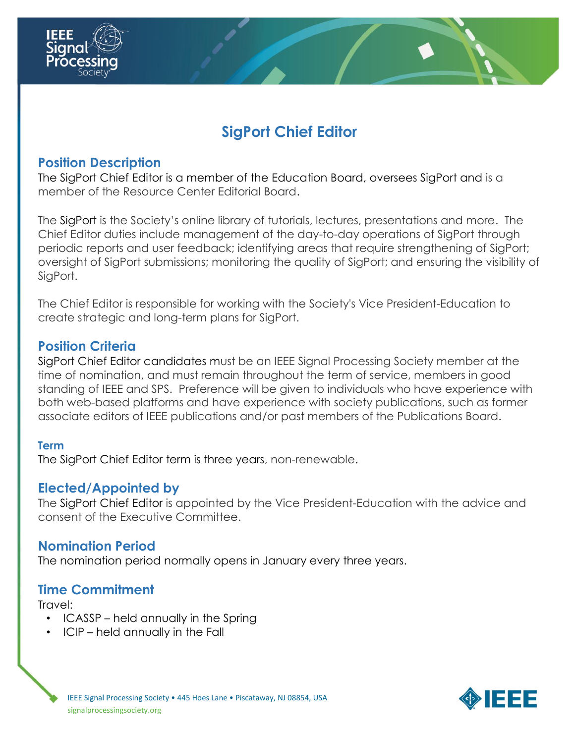# SigPort Chief Editor

## Position Description

The SigPort Chief Editor is a member of the Education Board, oversees SigPort and is a member of the Resource Center Editorial Board.

The SigPort is the Society's online library of tutorials, lectures, presentations and more. The Chief Editor duties include management of the day-to-day operations of SigPort through periodic reports and user feedback; identifying areas that require strengthening of SigPort; oversight of SigPort submissions; monitoring the quality of SigPort; and ensuring the visibility of SigPort.

The Chief Editor is responsible for working with the Society's Vice President-Education to create strategic and long-term plans for SigPort.

## Position Criteria

SigPort Chief Editor candidates must be an IEEE Signal Processing Society member at the time of nomination, and must remain throughout the term of service, members in good standing of IEEE and SPS. Preference will be given to individuals who have experience with both web-based platforms and have experience with society publications, such as former associate editors of IEEE publications and/or past members of the Publications Board.

### Term

The SigPort Chief Editor term is three years, non-renewable.

## Elected/Appointed by

The SigPort Chief Editor is appointed by the Vice President-Education with the advice and consent of the Executive Committee.

## Nomination Period

The nomination period normally opens in January every three years.

## Time Commitment

Travel:

- ICASSP – held annually in the Spring
- ICIP – held annually in the Fall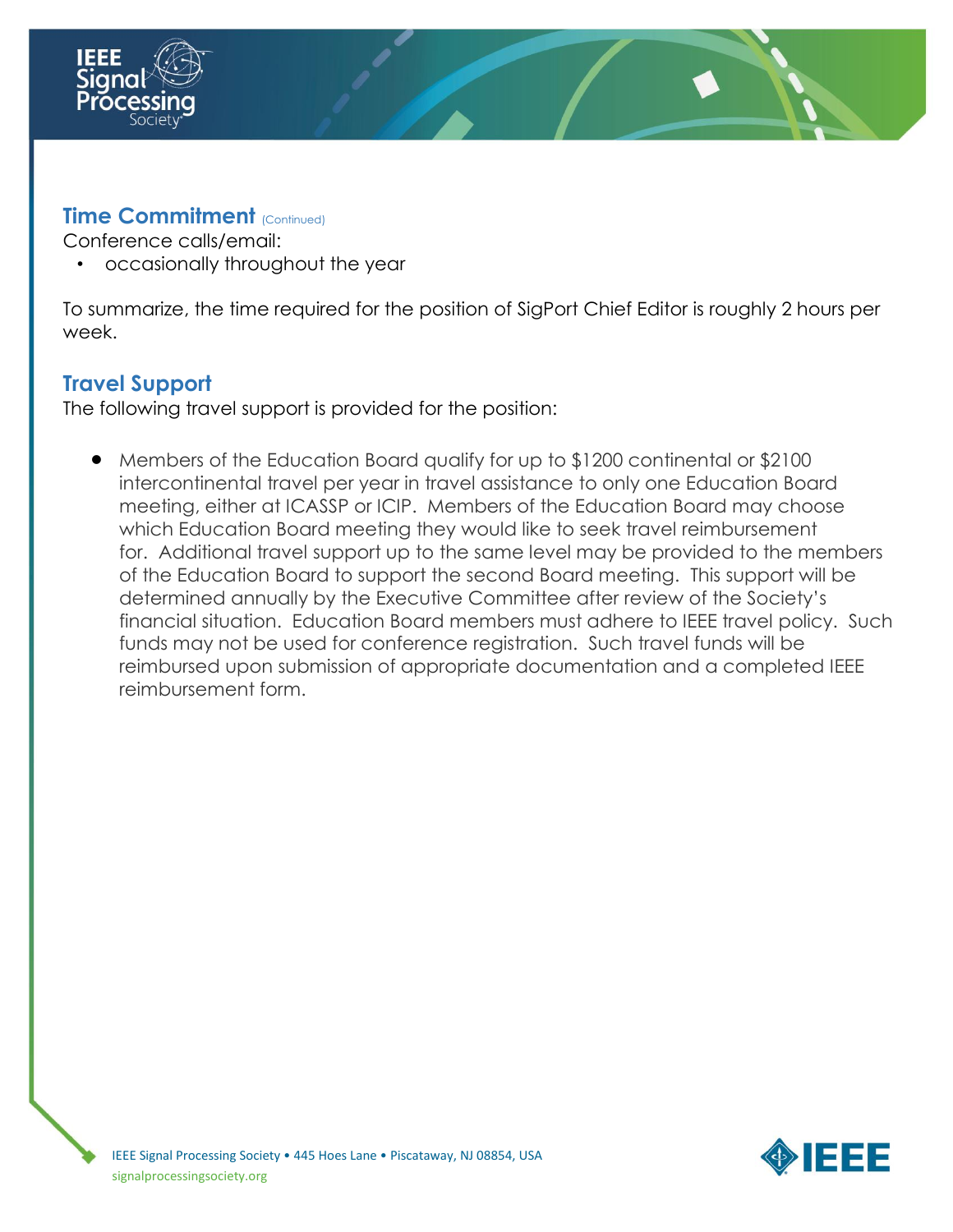## Time Commitment (Continued)

Conference calls/email:

- occasionally throughout the year

To summarize, the time required for the position of SigPort Chief Editor is roughly 2 hours per week.

## Travel Support

The following travel support is provided for the position:

- Members of the Education Board qualify for up to $1200 continental or $2100 intercontinental travel per year in travel assistance to only one Education Board meeting, either at ICASSP or ICIP. Members of the Education Board may choose which Education Board meeting they would like to seek travel reimbursement for. Additional travel support up to the same level may be provided to the members of the Education Board to support the second Board meeting. This support will be determined annually by the Executive Committee after review of the Society's financial situation. Education Board members must adhere to IEEE travel policy. Such funds may not be used for conference registration. Such travel funds will be reimbursed upon submission of appropriate documentation and a completed IEEE reimbursement form.